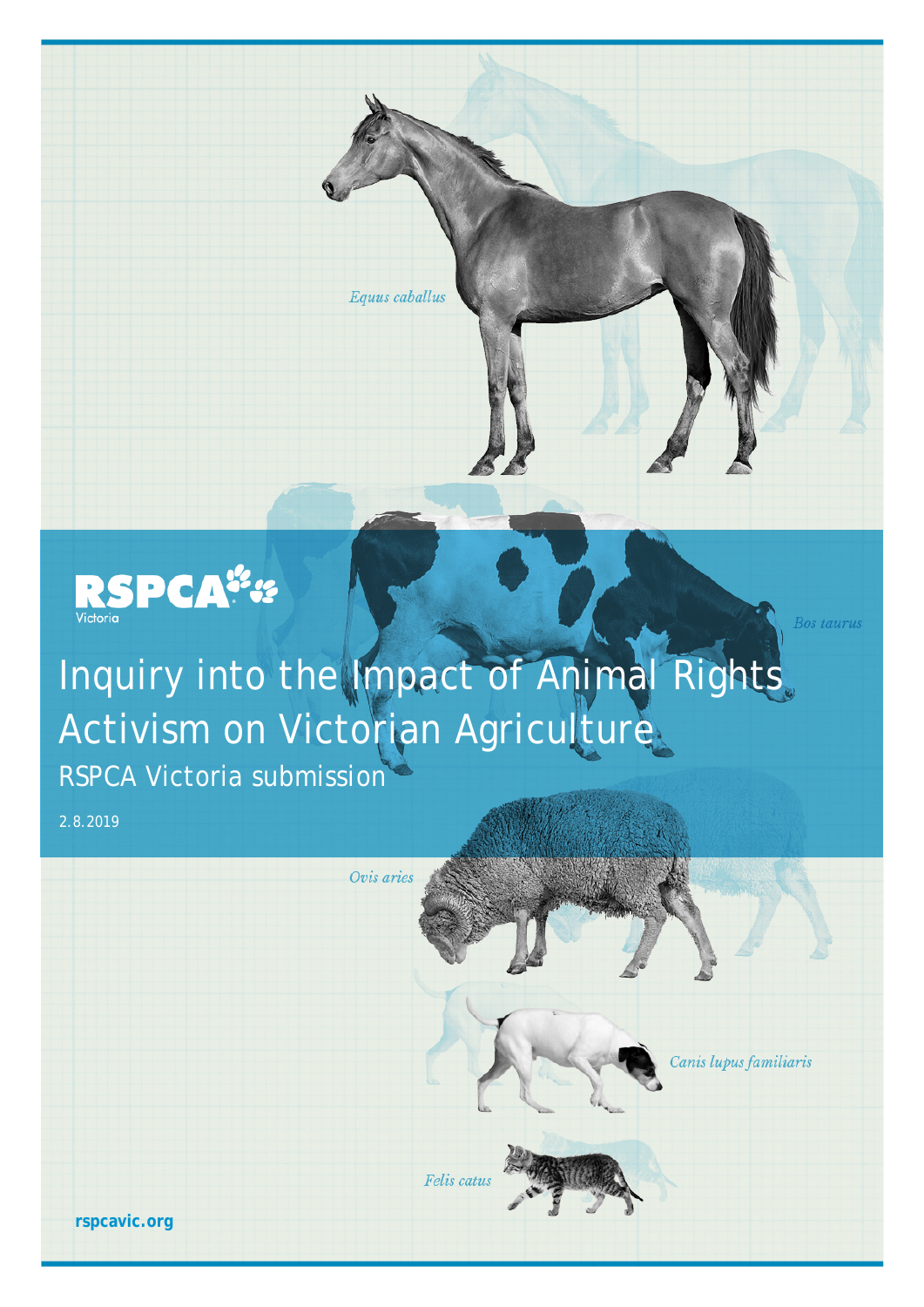RSPCA Victoria

# Inquiry into the Impact of Animal Rights Activism on Victorian Agriculture

## RSPCA Victoria submission

2.8.2019

*Equus caballus*

*Bos taurus*

*Ovis aries*

*Canis lupus familiaris*

*Felis catus*

rspcavic.org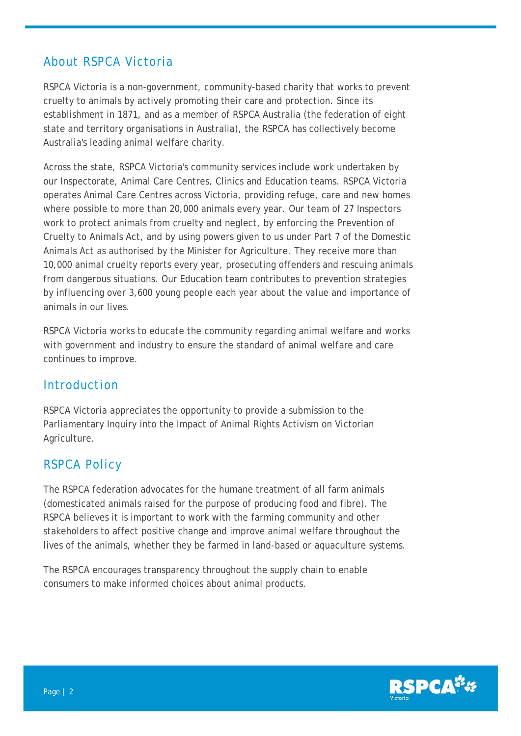## About RSPCA Victoria

RSPCA Victoria is a non-government, community-based charity that works to prevent cruelty to animals by actively promoting their care and protection. Since its establishment in 1871, and as a member of RSPCA Australia (the federation of eight state and territory organisations in Australia), the RSPCA has collectively become Australia's leading animal welfare charity.

Across the state, RSPCA Victoria's community services include work undertaken by our Inspectorate, Animal Care Centres, Clinics and Education teams. RSPCA Victoria operates Animal Care Centres across Victoria, providing refuge, care and new homes where possible to more than 20,000 animals every year. Our team of 27 Inspectors work to protect animals from cruelty and neglect, by enforcing the Prevention of Cruelty to Animals Act, and by using powers given to us under Part 7 of the Domestic Animals Act as authorised by the Minister for Agriculture. They receive more than 10,000 animal cruelty reports every year, prosecuting offenders and rescuing animals from dangerous situations. Our Education team contributes to prevention strategies by influencing over 3,600 young people each year about the value and importance of animals in our lives.

RSPCA Victoria works to educate the community regarding animal welfare and works with government and industry to ensure the standard of animal welfare and care continues to improve.

## Introduction

RSPCA Victoria appreciates the opportunity to provide a submission to the Parliamentary Inquiry into the Impact of Animal Rights Activism on Victorian Agriculture.

## RSPCA Policy

The RSPCA federation advocates for the humane treatment of all farm animals (domesticated animals raised for the purpose of producing food and fibre). The RSPCA believes it is important to work with the farming community and other stakeholders to affect positive change and improve animal welfare throughout the lives of the animals, whether they be farmed in land-based or aquaculture systems.

The RSPCA encourages transparency throughout the supply chain to enable consumers to make informed choices about animal products.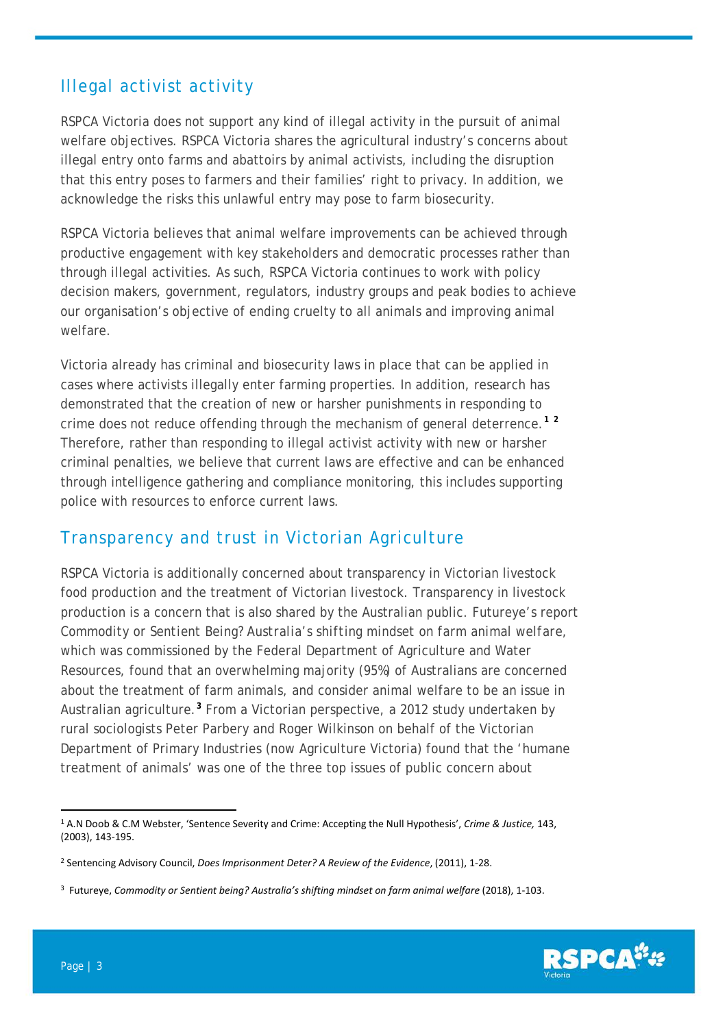## Illegal activist activity

RSPCA Victoria does not support any kind of illegal activity in the pursuit of animal welfare objectives. RSPCA Victoria shares the agricultural industry's concerns about illegal entry onto farms and abattoirs by animal activists, including the disruption that this entry poses to farmers and their families' right to privacy. In addition, we acknowledge the risks this unlawful entry may pose to farm biosecurity.

RSPCA Victoria believes that animal welfare improvements can be achieved through productive engagement with key stakeholders and democratic processes rather than through illegal activities. As such, RSPCA Victoria continues to work with policy decision makers, government, regulators, industry groups and peak bodies to achieve our organisation's objective of ending cruelty to all animals and improving animal welfare.

Victoria already has criminal and biosecurity laws in place that can be applied in cases where activists illegally enter farming properties. In addition, research has demonstrated that the creation of new or harsher punishments in responding to crime does not reduce offending through the mechanism of general deterrence.[1] [2] Therefore, rather than responding to illegal activist activity with new or harsher criminal penalties, we believe that current laws are effective and can be enhanced through intelligence gathering and compliance monitoring, this includes supporting police with resources to enforce current laws.

## Transparency and trust in Victorian Agriculture

RSPCA Victoria is additionally concerned about transparency in Victorian livestock food production and the treatment of Victorian livestock. Transparency in livestock production is a concern that is also shared by the Australian public. Futureye's report Commodity or Sentient Being? Australia's shifting mindset on farm animal welfare, which was commissioned by the Federal Department of Agriculture and Water Resources, found that an overwhelming majority (95%) of Australians are concerned about the treatment of farm animals, and consider animal welfare to be an issue in Australian agriculture.[3] From a Victorian perspective, a 2012 study undertaken by rural sociologists Peter Parbery and Roger Wilkinson on behalf of the Victorian Department of Primary Industries (now Agriculture Victoria) found that the 'humane treatment of animals' was one of the three top issues of public concern about

---

[1] A.N Doob & C.M Webster, 'Sentence Severity and Crime: Accepting the Null Hypothesis', *Crime & Justice,* 143, (2003), 143-195.

[2] Sentencing Advisory Council, *Does Imprisonment Deter? A Review of the Evidence*, (2011), 1-28.

[3] Futureye, *Commodity or Sentient being? Australia's shifting mindset on farm animal welfare* (2018), 1-103.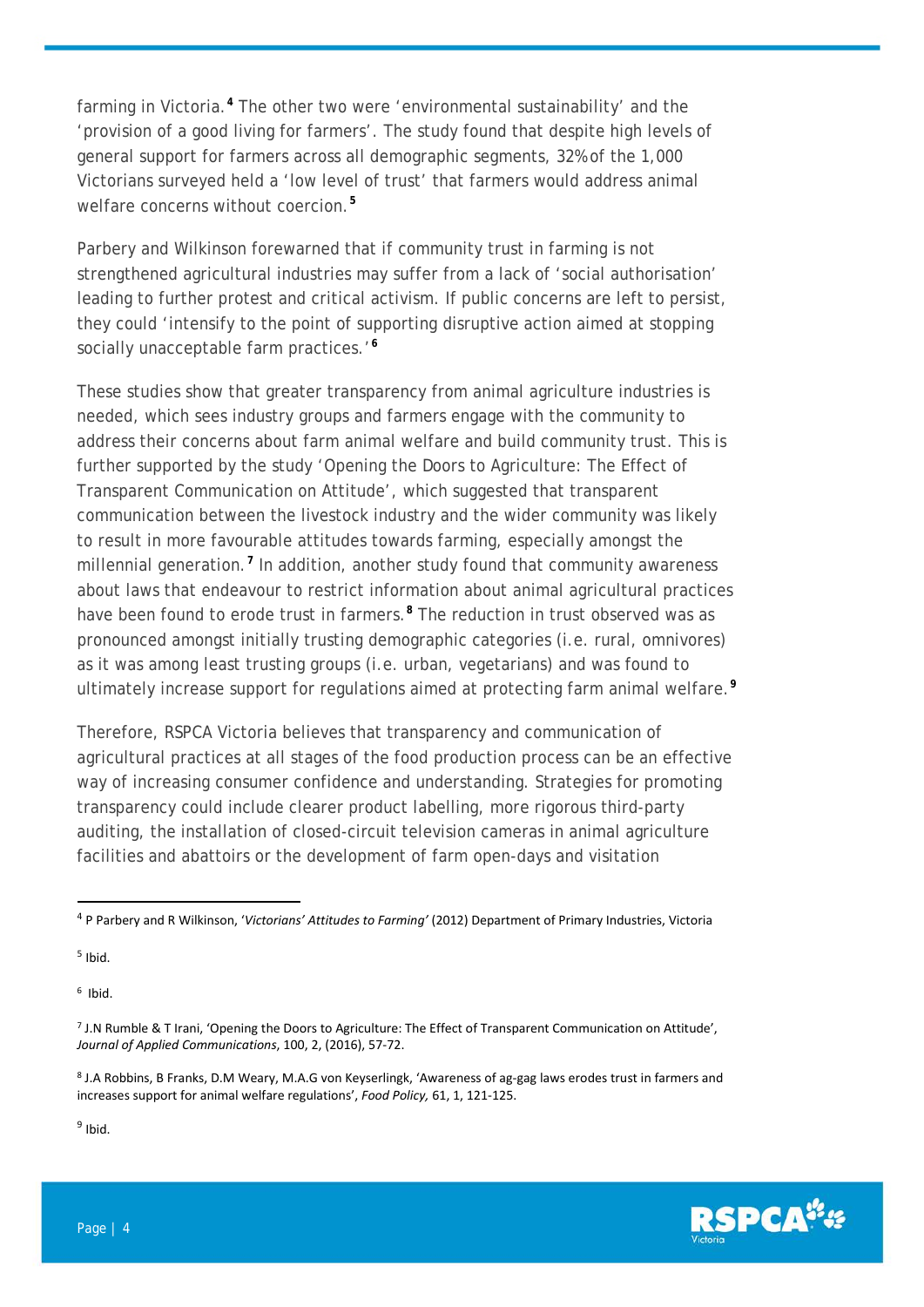farming in Victoria.[4] The other two were 'environmental sustainability' and the 'provision of a good living for farmers'. The study found that despite high levels of general support for farmers across all demographic segments, 32% of the 1,000 Victorians surveyed held a 'low level of trust' that farmers would address animal welfare concerns without coercion.[5]

Parbery and Wilkinson forewarned that if community trust in farming is not strengthened agricultural industries may suffer from a lack of 'social authorisation' leading to further protest and critical activism. If public concerns are left to persist, they could 'intensify to the point of supporting disruptive action aimed at stopping socially unacceptable farm practices.'[6]

These studies show that greater transparency from animal agriculture industries is needed, which sees industry groups and farmers engage with the community to address their concerns about farm animal welfare and build community trust. This is further supported by the study 'Opening the Doors to Agriculture: The Effect of Transparent Communication on Attitude', which suggested that transparent communication between the livestock industry and the wider community was likely to result in more favourable attitudes towards farming, especially amongst the millennial generation.[7] In addition, another study found that community awareness about laws that endeavour to restrict information about animal agricultural practices have been found to erode trust in farmers.[8] The reduction in trust observed was as pronounced amongst initially trusting demographic categories (i.e. rural, omnivores) as it was among least trusting groups (i.e. urban, vegetarians) and was found to ultimately increase support for regulations aimed at protecting farm animal welfare.[9]

Therefore, RSPCA Victoria believes that transparency and communication of agricultural practices at all stages of the food production process can be an effective way of increasing consumer confidence and understanding. Strategies for promoting transparency could include clearer product labelling, more rigorous third-party auditing, the installation of closed-circuit television cameras in animal agriculture facilities and abattoirs or the development of farm open-days and visitation

---

[4] P Parbery and R Wilkinson, '*Victorians' Attitudes to Farming*' (2012) Department of Primary Industries, Victoria

[5] Ibid.

[6] Ibid.

[7] J.N Rumble & T Irani, 'Opening the Doors to Agriculture: The Effect of Transparent Communication on Attitude', *Journal of Applied Communications*, 100, 2, (2016), 57-72.

[8] J.A Robbins, B Franks, D.M Weary, M.A.G von Keyserlingk, 'Awareness of ag-gag laws erodes trust in farmers and increases support for animal welfare regulations', *Food Policy,* 61, 1, 121-125.

[9] Ibid.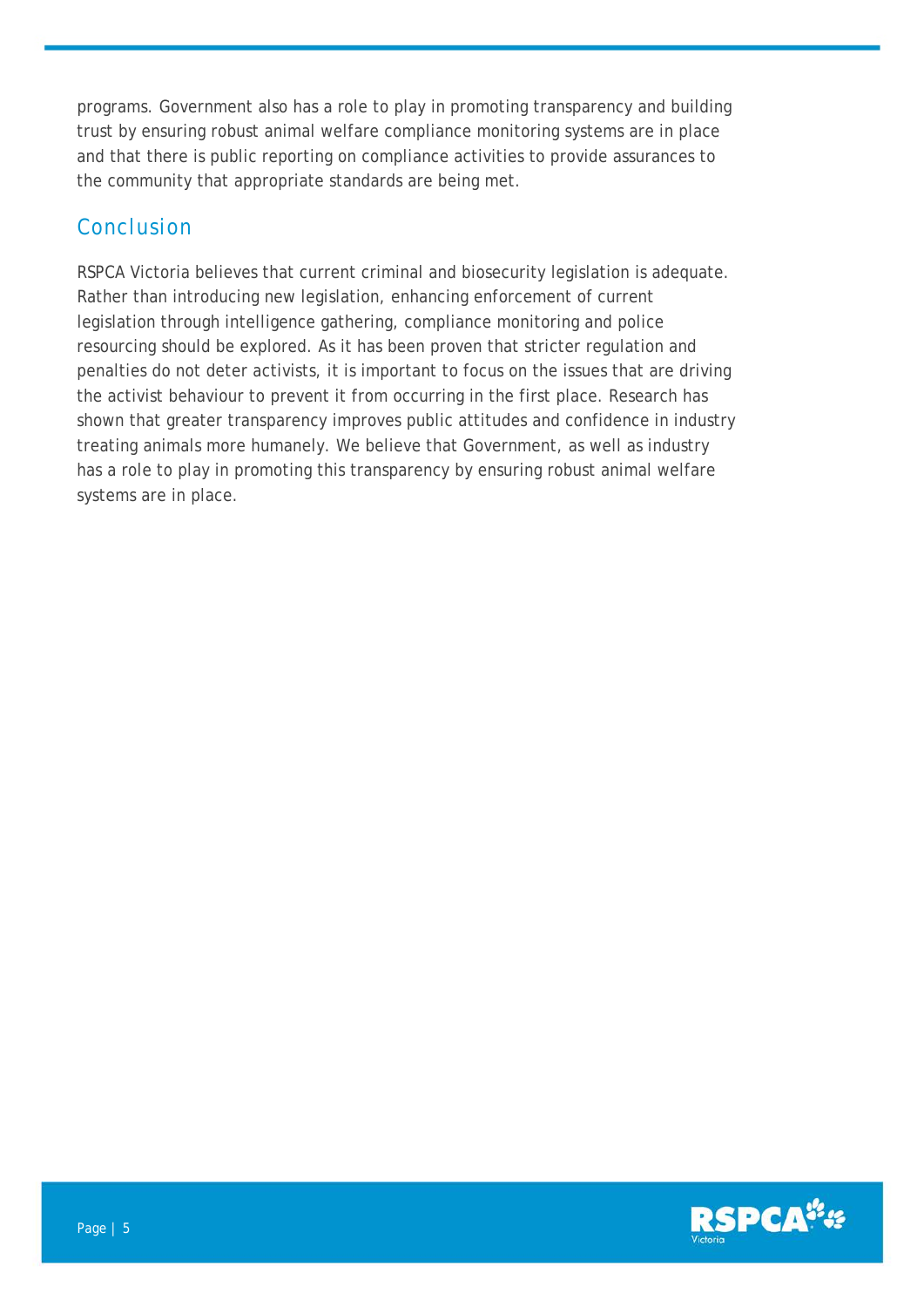programs. Government also has a role to play in promoting transparency and building trust by ensuring robust animal welfare compliance monitoring systems are in place and that there is public reporting on compliance activities to provide assurances to the community that appropriate standards are being met.

## Conclusion

RSPCA Victoria believes that current criminal and biosecurity legislation is adequate. Rather than introducing new legislation, enhancing enforcement of current legislation through intelligence gathering, compliance monitoring and police resourcing should be explored. As it has been proven that stricter regulation and penalties do not deter activists, it is important to focus on the issues that are driving the activist behaviour to prevent it from occurring in the first place. Research has shown that greater transparency improves public attitudes and confidence in industry treating animals more humanely. We believe that Government, as well as industry has a role to play in promoting this transparency by ensuring robust animal welfare systems are in place.